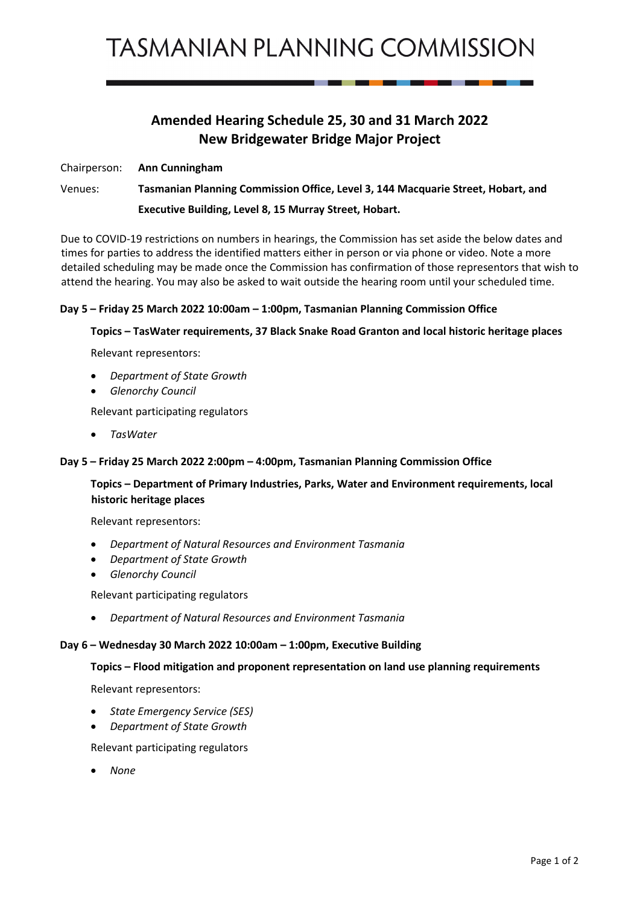# TASMANIAN PLANNING COMMISSION

## Amended Hearing Schedule 25, 30 and 31 March 2022
## New Bridgewater Bridge Major Project

Chairperson: **Ann Cunningham**

Venues: **Tasmanian Planning Commission Office, Level 3, 144 Macquarie Street, Hobart, and Executive Building, Level 8, 15 Murray Street, Hobart.**

Due to COVID-19 restrictions on numbers in hearings, the Commission has set aside the below dates and times for parties to address the identified matters either in person or via phone or video. Note a more detailed scheduling may be made once the Commission has confirmation of those representors that wish to attend the hearing. You may also be asked to wait outside the hearing room until your scheduled time.

### Day 5 – Friday 25 March 2022 10:00am – 1:00pm, Tasmanian Planning Commission Office

**Topics – TasWater requirements, 37 Black Snake Road Granton and local historic heritage places**

Relevant representors:

- *Department of State Growth*
- *Glenorchy Council*

Relevant participating regulators

- *TasWater*

### Day 5 – Friday 25 March 2022 2:00pm – 4:00pm, Tasmanian Planning Commission Office

**Topics – Department of Primary Industries, Parks, Water and Environment requirements, local historic heritage places**

Relevant representors:

- *Department of Natural Resources and Environment Tasmania*
- *Department of State Growth*
- *Glenorchy Council*

Relevant participating regulators

- *Department of Natural Resources and Environment Tasmania*

### Day 6 – Wednesday 30 March 2022 10:00am – 1:00pm, Executive Building

**Topics – Flood mitigation and proponent representation on land use planning requirements**

Relevant representors:

- *State Emergency Service (SES)*
- *Department of State Growth*

Relevant participating regulators

- *None*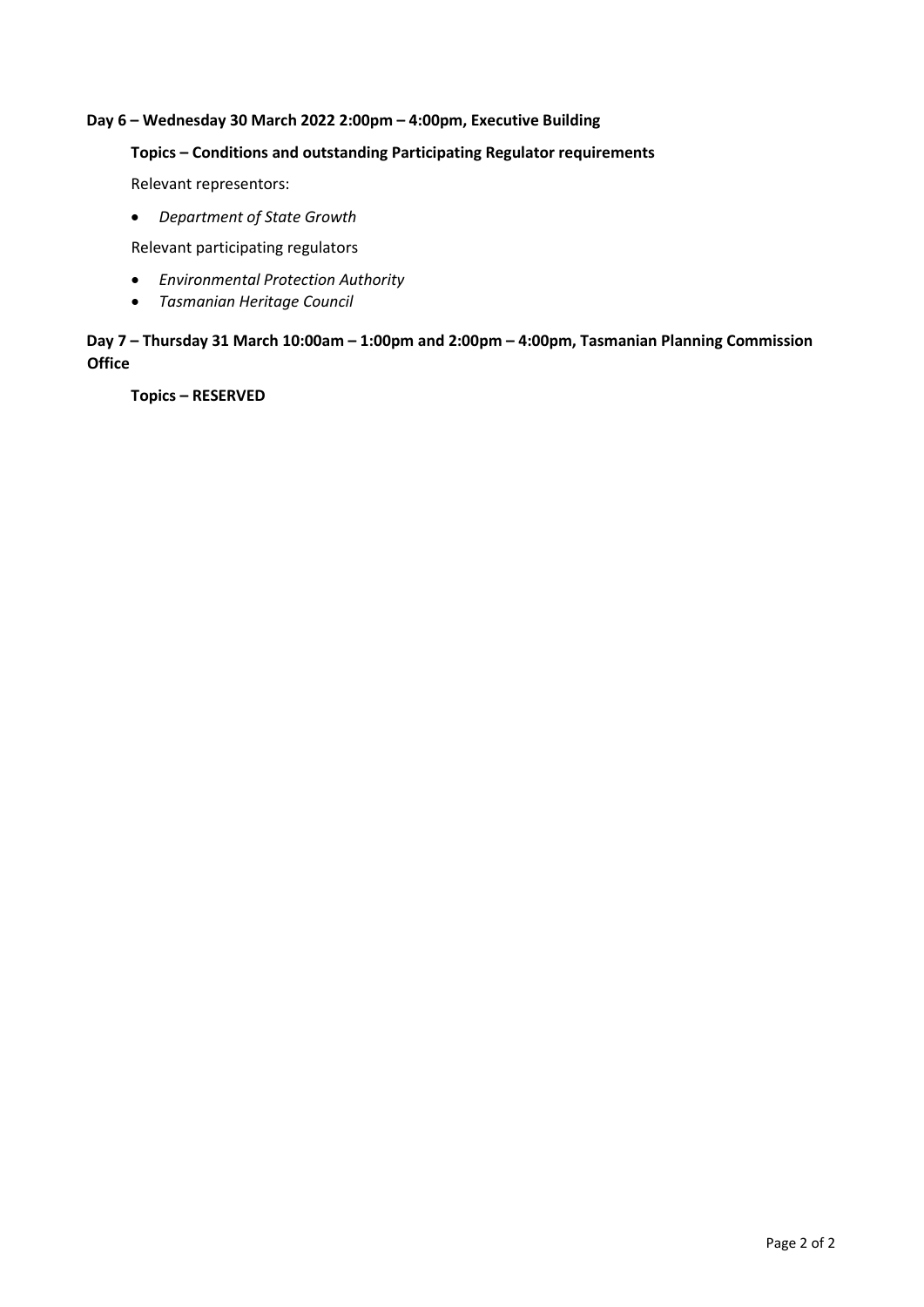**Day 6 – Wednesday 30 March 2022 2:00pm – 4:00pm, Executive Building**

**Topics – Conditions and outstanding Participating Regulator requirements**

Relevant representors:

- *Department of State Growth*

Relevant participating regulators

- *Environmental Protection Authority*
- *Tasmanian Heritage Council*

**Day 7 – Thursday 31 March 10:00am – 1:00pm and 2:00pm – 4:00pm, Tasmanian Planning Commission Office**

**Topics – RESERVED**